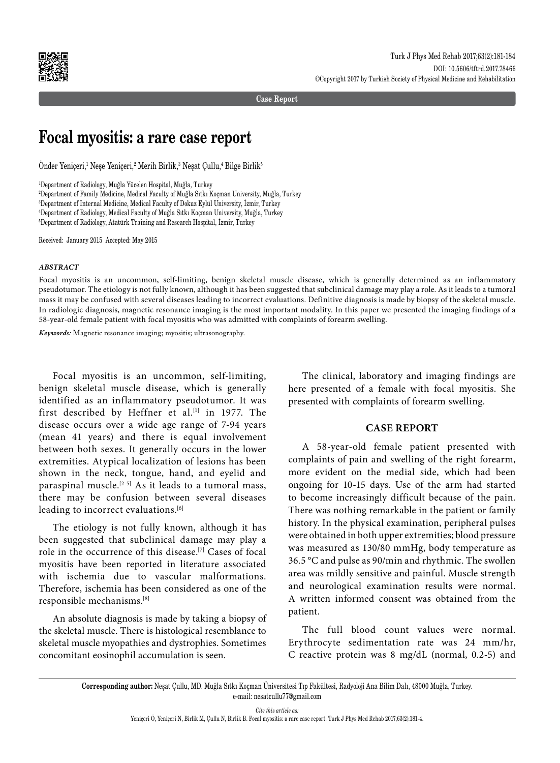Case Report

# Focal myositis: a rare case report

Önder Yeniçeri,[1] Neşe Yeniçeri,[2] Merih Birlik,[3] Neşat Çullu,[4] Bilge Birlik[5]

[1]Department of Radiology, Muğla Yücelen Hospital, Muğla, Turkey
[2]Department of Family Medicine, Medical Faculty of Muğla Sıtkı Koçman University, Muğla, Turkey
[3]Department of Internal Medicine, Medical Faculty of Dokuz Eylül University, İzmir, Turkey
[4]Department of Radiology, Medical Faculty of Muğla Sıtkı Koçman University, Muğla, Turkey
[5]Department of Radiology, Atatürk Training and Research Hospital, İzmir, Turkey

Received: January 2015 Accepted: May 2015

***ABSTRACT***

Focal myositis is an uncommon, self-limiting, benign skeletal muscle disease, which is generally determined as an inflammatory pseudotumor. The etiology is not fully known, although it has been suggested that subclinical damage may play a role. As it leads to a tumoral mass it may be confused with several diseases leading to incorrect evaluations. Definitive diagnosis is made by biopsy of the skeletal muscle. In radiologic diagnosis, magnetic resonance imaging is the most important modality. In this paper we presented the imaging findings of a 58-year-old female patient with focal myositis who was admitted with complaints of forearm swelling.

***Keywords:*** Magnetic resonance imaging; myositis; ultrasonography.

Focal myositis is an uncommon, self-limiting, benign skeletal muscle disease, which is generally identified as an inflammatory pseudotumor. It was first described by Heffner et al.[1] in 1977. The disease occurs over a wide age range of 7-94 years (mean 41 years) and there is equal involvement between both sexes. It generally occurs in the lower extremities. Atypical localization of lesions has been shown in the neck, tongue, hand, and eyelid and paraspinal muscle.[2-5] As it leads to a tumoral mass, there may be confusion between several diseases leading to incorrect evaluations.[6]

The etiology is not fully known, although it has been suggested that subclinical damage may play a role in the occurrence of this disease.[7] Cases of focal myositis have been reported in literature associated with ischemia due to vascular malformations. Therefore, ischemia has been considered as one of the responsible mechanisms.[8]

An absolute diagnosis is made by taking a biopsy of the skeletal muscle. There is histological resemblance to skeletal muscle myopathies and dystrophies. Sometimes concomitant eosinophil accumulation is seen.

The clinical, laboratory and imaging findings are here presented of a female with focal myositis. She presented with complaints of forearm swelling.

## CASE REPORT

A 58-year-old female patient presented with complaints of pain and swelling of the right forearm, more evident on the medial side, which had been ongoing for 10-15 days. Use of the arm had started to become increasingly difficult because of the pain. There was nothing remarkable in the patient or family history. In the physical examination, peripheral pulses were obtained in both upper extremities; blood pressure was measured as 130/80 mmHg, body temperature as 36.5 °C and pulse as 90/min and rhythmic. The swollen area was mildly sensitive and painful. Muscle strength and neurological examination results were normal. A written informed consent was obtained from the patient.

The full blood count values were normal. Erythrocyte sedimentation rate was 24 mm/hr, C reactive protein was 8 mg/dL (normal, 0.2-5) and

**Corresponding author:** Neşat Çullu, MD. Muğla Sıtkı Koçman Üniversitesi Tıp Fakültesi, Radyoloji Ana Bilim Dalı, 48000 Muğla, Turkey.
e-mail: nesatcullu77@gmail.com

*Cite this article as:*
Yeniçeri Ö, Yeniçeri N, Birlik M, Çullu N, Birlik B. Focal myositis: a rare case report. Turk J Phys Med Rehab 2017;63(2):181-4.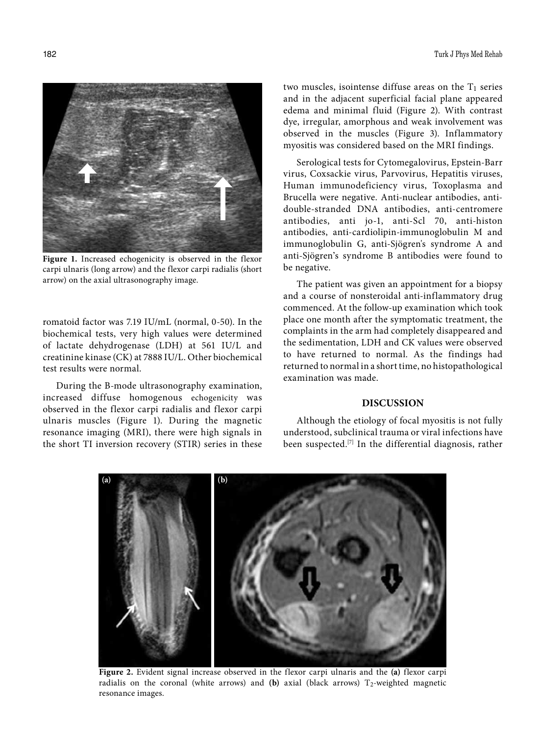Figure 1. Increased echogenicity is observed in the flexor carpi ulnaris (long arrow) and the flexor carpi radialis (short arrow) on the axial ultrasonography image.

romatoid factor was 7.19 IU/mL (normal, 0-50). In the biochemical tests, very high values were determined of lactate dehydrogenase (LDH) at 561 IU/L and creatinine kinase (CK) at 7888 IU/L. Other biochemical test results were normal.

During the B-mode ultrasonography examination, increased diffuse homogenous echogenicity was observed in the flexor carpi radialis and flexor carpi ulnaris muscles (Figure 1). During the magnetic resonance imaging (MRI), there were high signals in the short TI inversion recovery (STIR) series in these two muscles, isointense diffuse areas on the $T_1$ series and in the adjacent superficial facial plane appeared edema and minimal fluid (Figure 2). With contrast dye, irregular, amorphous and weak involvement was observed in the muscles (Figure 3). Inflammatory myositis was considered based on the MRI findings.

Serological tests for Cytomegalovirus, Epstein-Barr virus, Coxsackie virus, Parvovirus, Hepatitis viruses, Human immunodeficiency virus, Toxoplasma and Brucella were negative. Anti-nuclear antibodies, anti-double-stranded DNA antibodies, anti-centromere antibodies, anti jo-1, anti-Scl 70, anti-histon antibodies, anti-cardiolipin-immunoglobulin M and immunoglobulin G, anti-Sjögren's syndrome A and anti-Sjögren's syndrome B antibodies were found to be negative.

The patient was given an appointment for a biopsy and a course of nonsteroidal anti-inflammatory drug commenced. At the follow-up examination which took place one month after the symptomatic treatment, the complaints in the arm had completely disappeared and the sedimentation, LDH and CK values were observed to have returned to normal. As the findings had returned to normal in a short time, no histopathological examination was made.

## DISCUSSION

Although the etiology of focal myositis is not fully understood, subclinical trauma or viral infections have been suspected.[7] In the differential diagnosis, rather

Figure 2. Evident signal increase observed in the flexor carpi ulnaris and the (a) flexor carpi radialis on the coronal (white arrows) and (b) axial (black arrows) $T_2$-weighted magnetic resonance images.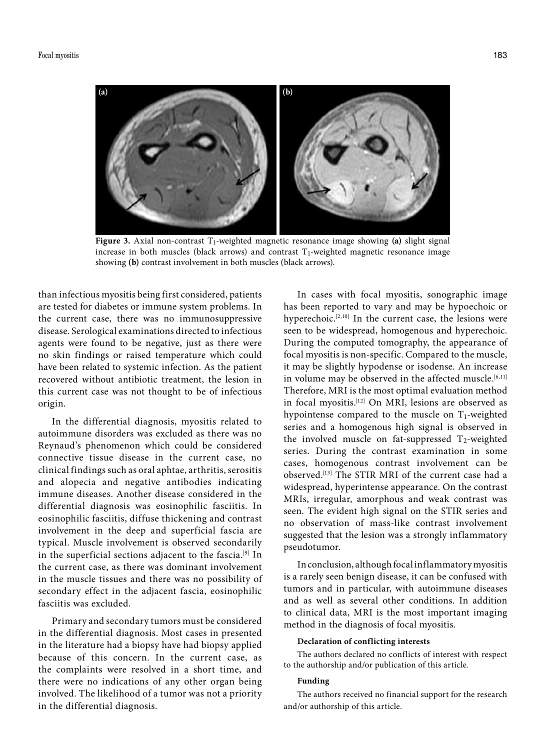Figure 3. Axial non-contrast $T_1$-weighted magnetic resonance image showing **(a)** slight signal increase in both muscles (black arrows) and contrast $T_1$-weighted magnetic resonance image showing **(b)** contrast involvement in both muscles (black arrows).

than infectious myositis being first considered, patients are tested for diabetes or immune system problems. In the current case, there was no immunosuppressive disease. Serological examinations directed to infectious agents were found to be negative, just as there were no skin findings or raised temperature which could have been related to systemic infection. As the patient recovered without antibiotic treatment, the lesion in this current case was not thought to be of infectious origin.

In the differential diagnosis, myositis related to autoimmune disorders was excluded as there was no Reynaud's phenomenon which could be considered connective tissue disease in the current case, no clinical findings such as oral aphtae, arthritis, serositis and alopecia and negative antibodies indicating immune diseases. Another disease considered in the differential diagnosis was eosinophilic fasciitis. In eosinophilic fasciitis, diffuse thickening and contrast involvement in the deep and superficial fascia are typical. Muscle involvement is observed secondarily in the superficial sections adjacent to the fascia.[9] In the current case, as there was dominant involvement in the muscle tissues and there was no possibility of secondary effect in the adjacent fascia, eosinophilic fasciitis was excluded.

Primary and secondary tumors must be considered in the differential diagnosis. Most cases in presented in the literature had a biopsy have had biopsy applied because of this concern. In the current case, as the complaints were resolved in a short time, and there were no indications of any other organ being involved. The likelihood of a tumor was not a priority in the differential diagnosis.

In cases with focal myositis, sonographic image has been reported to vary and may be hypoechoic or hyperechoic.[2,10] In the current case, the lesions were seen to be widespread, homogenous and hyperechoic. During the computed tomography, the appearance of focal myositis is non-specific. Compared to the muscle, it may be slightly hypodense or isodense. An increase in volume may be observed in the affected muscle.[6,11] Therefore, MRI is the most optimal evaluation method in focal myositis.[12] On MRI, lesions are observed as hypointense compared to the muscle on $T_1$-weighted series and a homogenous high signal is observed in the involved muscle on fat-suppressed $T_2$-weighted series. During the contrast examination in some cases, homogenous contrast involvement can be observed.[13] The STIR MRI of the current case had a widespread, hyperintense appearance. On the contrast MRIs, irregular, amorphous and weak contrast was seen. The evident high signal on the STIR series and no observation of mass-like contrast involvement suggested that the lesion was a strongly inflammatory pseudotumor.

In conclusion, although focal inflammatory myositis is a rarely seen benign disease, it can be confused with tumors and in particular, with autoimmune diseases and as well as several other conditions. In addition to clinical data, MRI is the most important imaging method in the diagnosis of focal myositis.

#### Declaration of conflicting interests

The authors declared no conflicts of interest with respect to the authorship and/or publication of this article.

#### Funding

The authors received no financial support for the research and/or authorship of this article.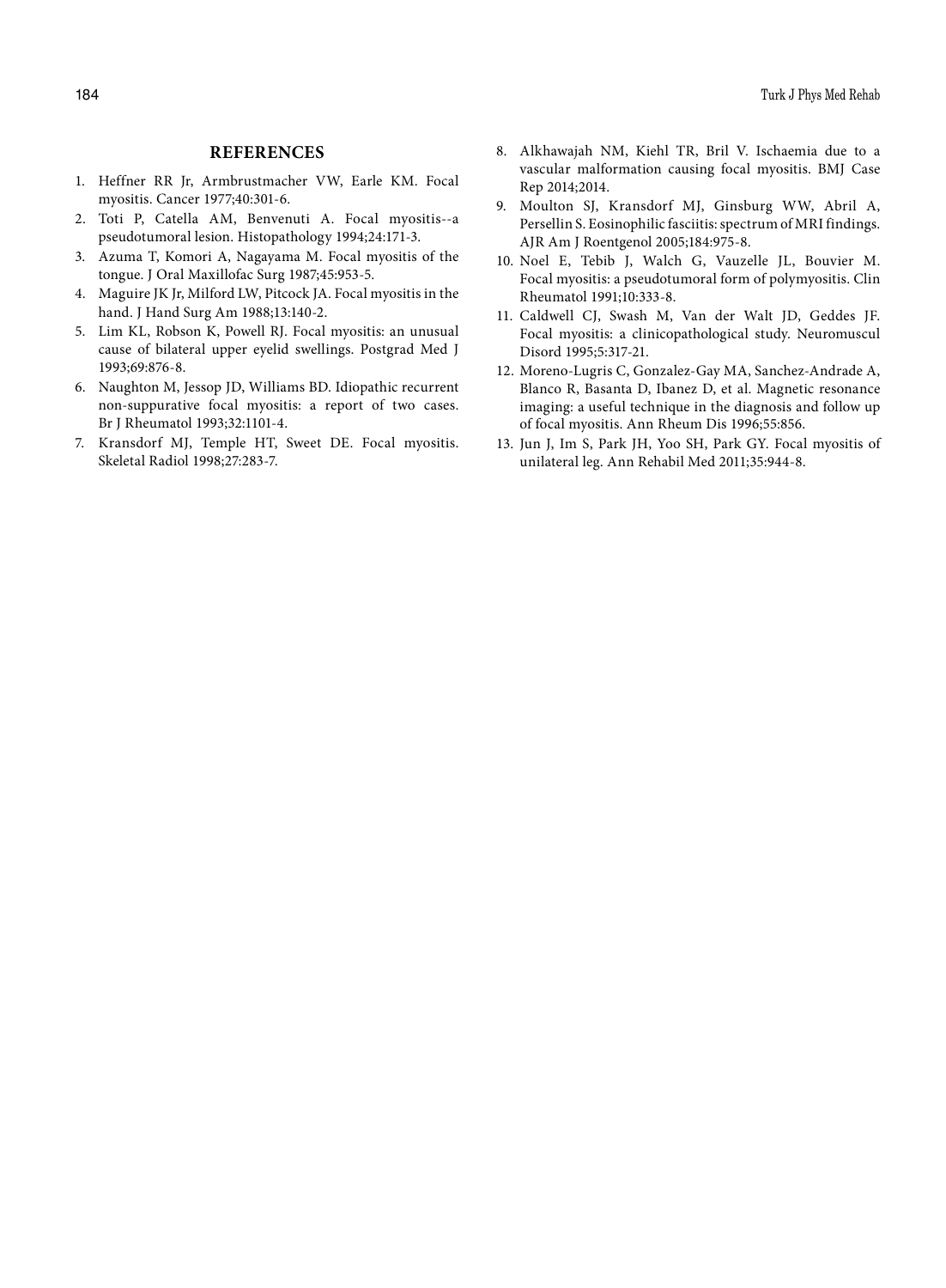## REFERENCES

1. Heffner RR Jr, Armbrustmacher VW, Earle KM. Focal myositis. Cancer 1977;40:301-6.
2. Toti P, Catella AM, Benvenuti A. Focal myositis--a pseudotumoral lesion. Histopathology 1994;24:171-3.
3. Azuma T, Komori A, Nagayama M. Focal myositis of the tongue. J Oral Maxillofac Surg 1987;45:953-5.
4. Maguire JK Jr, Milford LW, Pitcock JA. Focal myositis in the hand. J Hand Surg Am 1988;13:140-2.
5. Lim KL, Robson K, Powell RJ. Focal myositis: an unusual cause of bilateral upper eyelid swellings. Postgrad Med J 1993;69:876-8.
6. Naughton M, Jessop JD, Williams BD. Idiopathic recurrent non-suppurative focal myositis: a report of two cases. Br J Rheumatol 1993;32:1101-4.
7. Kransdorf MJ, Temple HT, Sweet DE. Focal myositis. Skeletal Radiol 1998;27:283-7.
8. Alkhawajah NM, Kiehl TR, Bril V. Ischaemia due to a vascular malformation causing focal myositis. BMJ Case Rep 2014;2014.
9. Moulton SJ, Kransdorf MJ, Ginsburg WW, Abril A, Persellin S. Eosinophilic fasciitis: spectrum of MRI findings. AJR Am J Roentgenol 2005;184:975-8.
10. Noel E, Tebib J, Walch G, Vauzelle JL, Bouvier M. Focal myositis: a pseudotumoral form of polymyositis. Clin Rheumatol 1991;10:333-8.
11. Caldwell CJ, Swash M, Van der Walt JD, Geddes JF. Focal myositis: a clinicopathological study. Neuromuscul Disord 1995;5:317-21.
12. Moreno-Lugris C, Gonzalez-Gay MA, Sanchez-Andrade A, Blanco R, Basanta D, Ibanez D, et al. Magnetic resonance imaging: a useful technique in the diagnosis and follow up of focal myositis. Ann Rheum Dis 1996;55:856.
13. Jun J, Im S, Park JH, Yoo SH, Park GY. Focal myositis of unilateral leg. Ann Rehabil Med 2011;35:944-8.